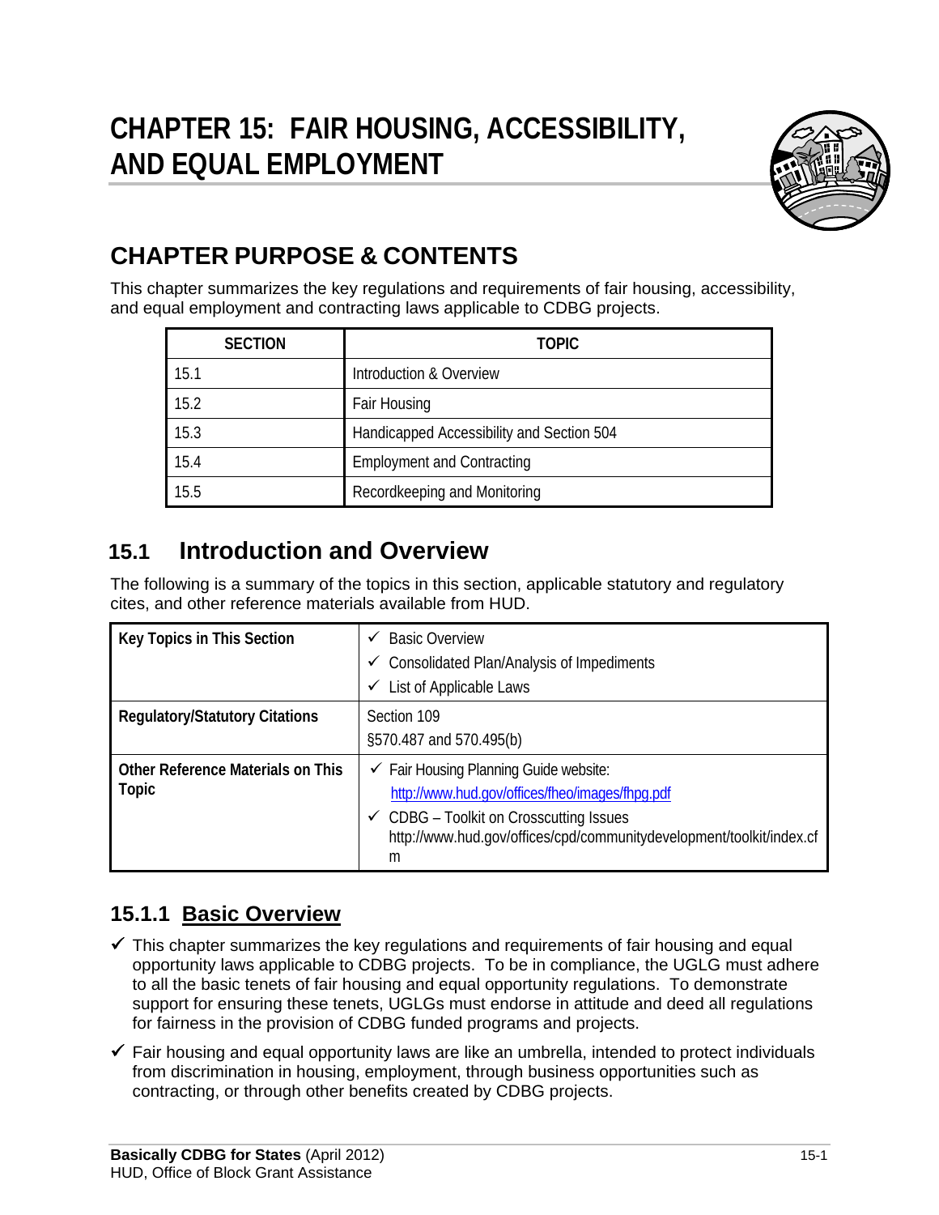# CHAPTER 15: FAIR HOUSING, ACCESSIBILITY, AND EQUAL EMPLOYMENT

## CHAPTER PURPOSE & CONTENTS

This chapter summarizes the key regulations and requirements of fair housing, accessibility, and equal employment and contracting laws applicable to CDBG projects.

| SECTION | TOPIC |
|---|---|
| 15.1 | Introduction & Overview |
| 15.2 | Fair Housing |
| 15.3 | Handicapped Accessibility and Section 504 |
| 15.4 | Employment and Contracting |
| 15.5 | Recordkeeping and Monitoring |

## 15.1 Introduction and Overview

The following is a summary of the topics in this section, applicable statutory and regulatory cites, and other reference materials available from HUD.

| | |
|---|---|
| **Key Topics in This Section** | ✓ Basic Overview<br>✓ Consolidated Plan/Analysis of Impediments<br>✓ List of Applicable Laws |
| **Regulatory/Statutory Citations** | Section 109<br>§570.487 and 570.495(b) |
| **Other Reference Materials on This Topic** | ✓ Fair Housing Planning Guide website: http://www.hud.gov/offices/fheo/images/fhpg.pdf<br>✓ CDBG – Toolkit on Crosscutting Issues http://www.hud.gov/offices/cpd/communitydevelopment/toolkit/index.cfm |

### 15.1.1 Basic Overview

- ✓ This chapter summarizes the key regulations and requirements of fair housing and equal opportunity laws applicable to CDBG projects. To be in compliance, the UGLG must adhere to all the basic tenets of fair housing and equal opportunity regulations. To demonstrate support for ensuring these tenets, UGLGs must endorse in attitude and deed all regulations for fairness in the provision of CDBG funded programs and projects.
- ✓ Fair housing and equal opportunity laws are like an umbrella, intended to protect individuals from discrimination in housing, employment, through business opportunities such as contracting, or through other benefits created by CDBG projects.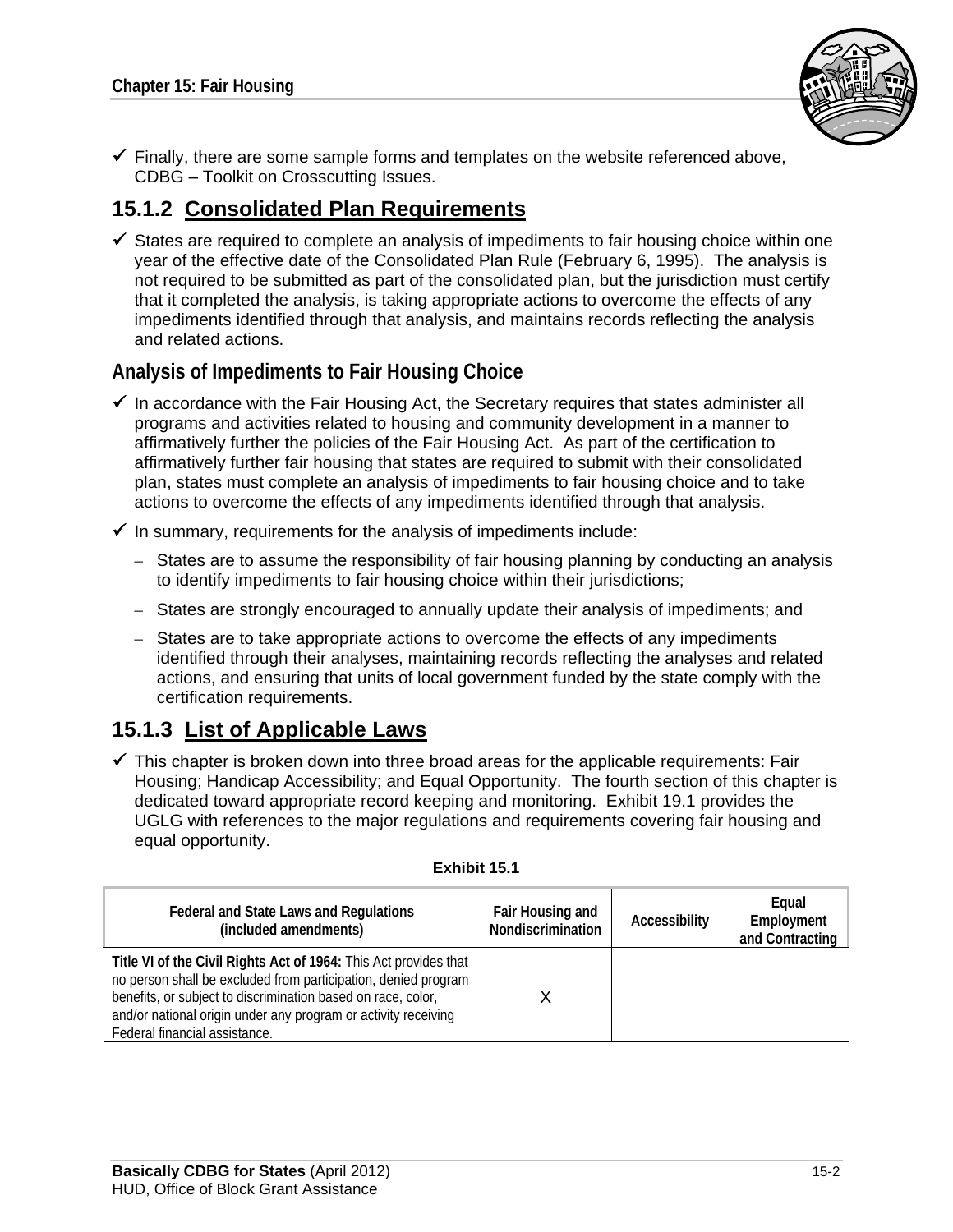✓ Finally, there are some sample forms and templates on the website referenced above, CDBG – Toolkit on Crosscutting Issues.

## 15.1.2 Consolidated Plan Requirements

✓ States are required to complete an analysis of impediments to fair housing choice within one year of the effective date of the Consolidated Plan Rule (February 6, 1995). The analysis is not required to be submitted as part of the consolidated plan, but the jurisdiction must certify that it completed the analysis, is taking appropriate actions to overcome the effects of any impediments identified through that analysis, and maintains records reflecting the analysis and related actions.

### Analysis of Impediments to Fair Housing Choice

✓ In accordance with the Fair Housing Act, the Secretary requires that states administer all programs and activities related to housing and community development in a manner to affirmatively further the policies of the Fair Housing Act. As part of the certification to affirmatively further fair housing that states are required to submit with their consolidated plan, states must complete an analysis of impediments to fair housing choice and to take actions to overcome the effects of any impediments identified through that analysis.

✓ In summary, requirements for the analysis of impediments include:

- States are to assume the responsibility of fair housing planning by conducting an analysis to identify impediments to fair housing choice within their jurisdictions;
- States are strongly encouraged to annually update their analysis of impediments; and
- States are to take appropriate actions to overcome the effects of any impediments identified through their analyses, maintaining records reflecting the analyses and related actions, and ensuring that units of local government funded by the state comply with the certification requirements.

## 15.1.3 List of Applicable Laws

✓ This chapter is broken down into three broad areas for the applicable requirements: Fair Housing; Handicap Accessibility; and Equal Opportunity. The fourth section of this chapter is dedicated toward appropriate record keeping and monitoring. Exhibit 19.1 provides the UGLG with references to the major regulations and requirements covering fair housing and equal opportunity.

**Exhibit 15.1**

| Federal and State Laws and Regulations (included amendments) | Fair Housing and Nondiscrimination | Accessibility | Equal Employment and Contracting |
|---|---|---|---|
| **Title VI of the Civil Rights Act of 1964:** This Act provides that no person shall be excluded from participation, denied program benefits, or subject to discrimination based on race, color, and/or national origin under any program or activity receiving Federal financial assistance. | X | | |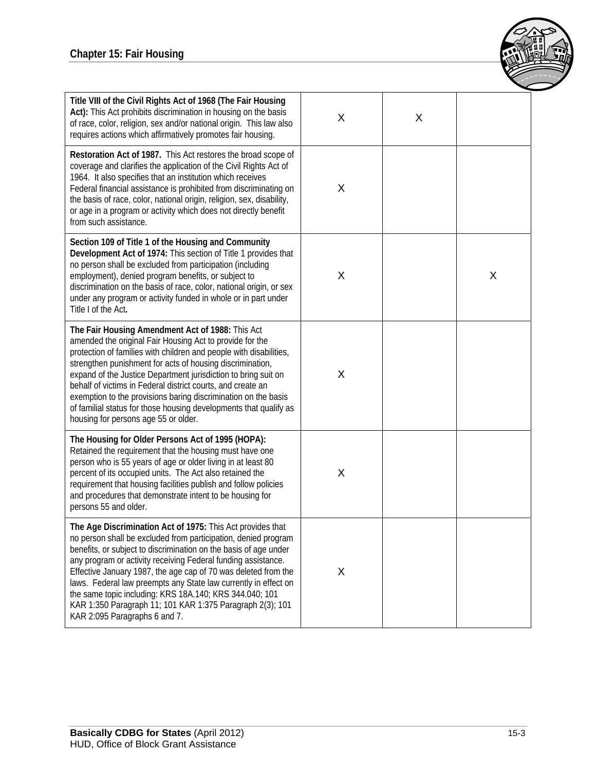| | | | |
|---|---|---|---|
| **Title VIII of the Civil Rights Act of 1968 (The Fair Housing Act):** This Act prohibits discrimination in housing on the basis of race, color, religion, sex and/or national origin. This law also requires actions which affirmatively promotes fair housing. | X | X | |
| **Restoration Act of 1987.** This Act restores the broad scope of coverage and clarifies the application of the Civil Rights Act of 1964. It also specifies that an institution which receives Federal financial assistance is prohibited from discriminating on the basis of race, color, national origin, religion, sex, disability, or age in a program or activity which does not directly benefit from such assistance. | X | | |
| **Section 109 of Title 1 of the Housing and Community Development Act of 1974:** This section of Title 1 provides that no person shall be excluded from participation (including employment), denied program benefits, or subject to discrimination on the basis of race, color, national origin, or sex under any program or activity funded in whole or in part under Title I of the Act**.** | X | | X |
| **The Fair Housing Amendment Act of 1988:** This Act amended the original Fair Housing Act to provide for the protection of families with children and people with disabilities, strengthen punishment for acts of housing discrimination, expand of the Justice Department jurisdiction to bring suit on behalf of victims in Federal district courts, and create an exemption to the provisions baring discrimination on the basis of familial status for those housing developments that qualify as housing for persons age 55 or older. | X | | |
| **The Housing for Older Persons Act of 1995 (HOPA):** Retained the requirement that the housing must have one person who is 55 years of age or older living in at least 80 percent of its occupied units. The Act also retained the requirement that housing facilities publish and follow policies and procedures that demonstrate intent to be housing for persons 55 and older. | X | | |
| **The Age Discrimination Act of 1975:** This Act provides that no person shall be excluded from participation, denied program benefits, or subject to discrimination on the basis of age under any program or activity receiving Federal funding assistance. Effective January 1987, the age cap of 70 was deleted from the laws. Federal law preempts any State law currently in effect on the same topic including: KRS 18A.140; KRS 344.040; 101 KAR 1:350 Paragraph 11; 101 KAR 1:375 Paragraph 2(3); 101 KAR 2:095 Paragraphs 6 and 7. | X | | |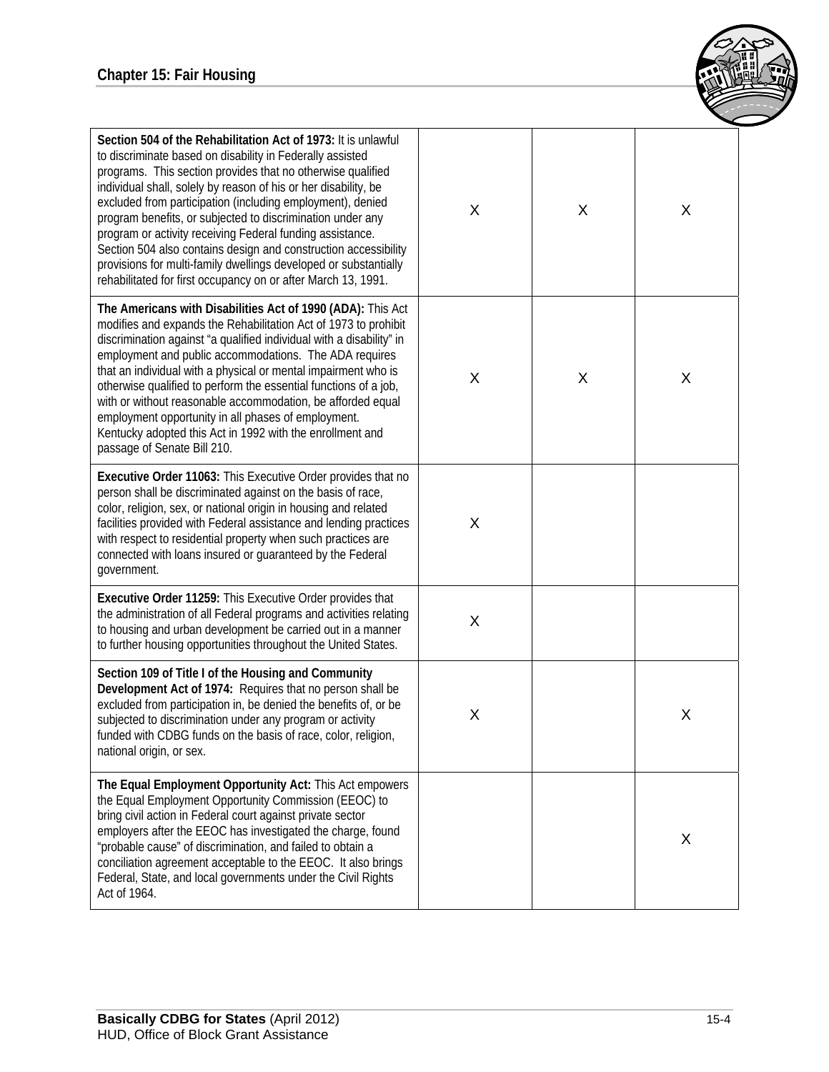| | | | |
|---|---|---|---|
| **Section 504 of the Rehabilitation Act of 1973:** It is unlawful to discriminate based on disability in Federally assisted programs. This section provides that no otherwise qualified individual shall, solely by reason of his or her disability, be excluded from participation (including employment), denied program benefits, or subjected to discrimination under any program or activity receiving Federal funding assistance. Section 504 also contains design and construction accessibility provisions for multi-family dwellings developed or substantially rehabilitated for first occupancy on or after March 13, 1991. | X | X | X |
| **The Americans with Disabilities Act of 1990 (ADA):** This Act modifies and expands the Rehabilitation Act of 1973 to prohibit discrimination against "a qualified individual with a disability" in employment and public accommodations. The ADA requires that an individual with a physical or mental impairment who is otherwise qualified to perform the essential functions of a job, with or without reasonable accommodation, be afforded equal employment opportunity in all phases of employment. Kentucky adopted this Act in 1992 with the enrollment and passage of Senate Bill 210. | X | X | X |
| **Executive Order 11063:** This Executive Order provides that no person shall be discriminated against on the basis of race, color, religion, sex, or national origin in housing and related facilities provided with Federal assistance and lending practices with respect to residential property when such practices are connected with loans insured or guaranteed by the Federal government. | X | | |
| **Executive Order 11259:** This Executive Order provides that the administration of all Federal programs and activities relating to housing and urban development be carried out in a manner to further housing opportunities throughout the United States. | X | | |
| **Section 109 of Title I of the Housing and Community Development Act of 1974:** Requires that no person shall be excluded from participation in, be denied the benefits of, or be subjected to discrimination under any program or activity funded with CDBG funds on the basis of race, color, religion, national origin, or sex. | X | | X |
| **The Equal Employment Opportunity Act:** This Act empowers the Equal Employment Opportunity Commission (EEOC) to bring civil action in Federal court against private sector employers after the EEOC has investigated the charge, found "probable cause" of discrimination, and failed to obtain a conciliation agreement acceptable to the EEOC. It also brings Federal, State, and local governments under the Civil Rights Act of 1964. | | | X |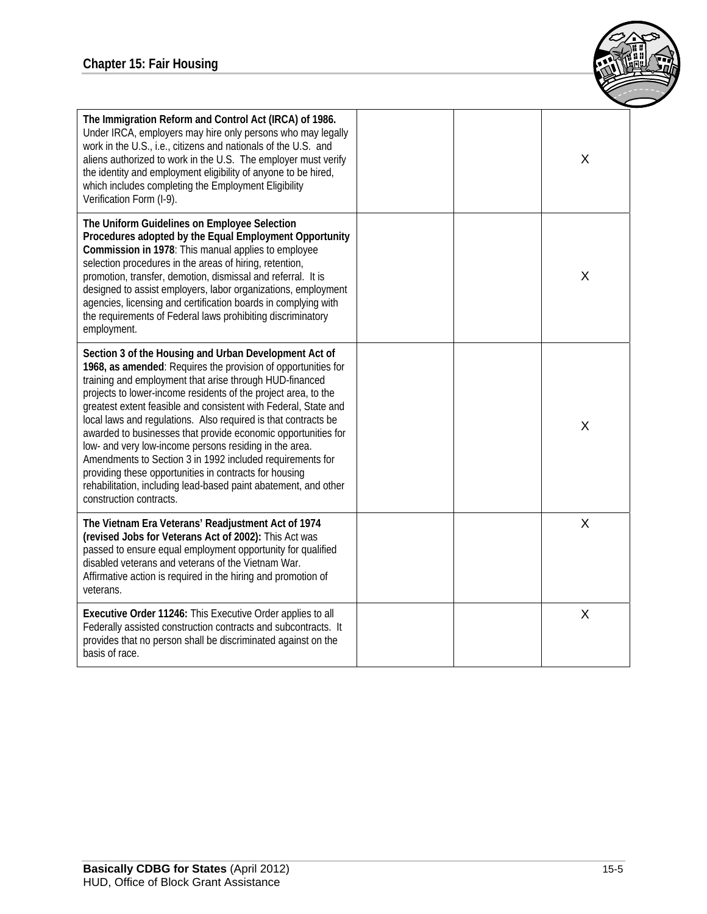| | | | |
|---|---|---|---|
| **The Immigration Reform and Control Act (IRCA) of 1986.** Under IRCA, employers may hire only persons who may legally work in the U.S., i.e., citizens and nationals of the U.S. and aliens authorized to work in the U.S. The employer must verify the identity and employment eligibility of anyone to be hired, which includes completing the Employment Eligibility Verification Form (I-9). | | | X |
| **The Uniform Guidelines on Employee Selection Procedures adopted by the Equal Employment Opportunity Commission in 1978**: This manual applies to employee selection procedures in the areas of hiring, retention, promotion, transfer, demotion, dismissal and referral. It is designed to assist employers, labor organizations, employment agencies, licensing and certification boards in complying with the requirements of Federal laws prohibiting discriminatory employment. | | | X |
| **Section 3 of the Housing and Urban Development Act of 1968, as amended**: Requires the provision of opportunities for training and employment that arise through HUD-financed projects to lower-income residents of the project area, to the greatest extent feasible and consistent with Federal, State and local laws and regulations. Also required is that contracts be awarded to businesses that provide economic opportunities for low- and very low-income persons residing in the area. Amendments to Section 3 in 1992 included requirements for providing these opportunities in contracts for housing rehabilitation, including lead-based paint abatement, and other construction contracts. | | | X |
| **The Vietnam Era Veterans' Readjustment Act of 1974 (revised Jobs for Veterans Act of 2002):** This Act was passed to ensure equal employment opportunity for qualified disabled veterans and veterans of the Vietnam War. Affirmative action is required in the hiring and promotion of veterans. | | | X |
| **Executive Order 11246:** This Executive Order applies to all Federally assisted construction contracts and subcontracts. It provides that no person shall be discriminated against on the basis of race. | | | X |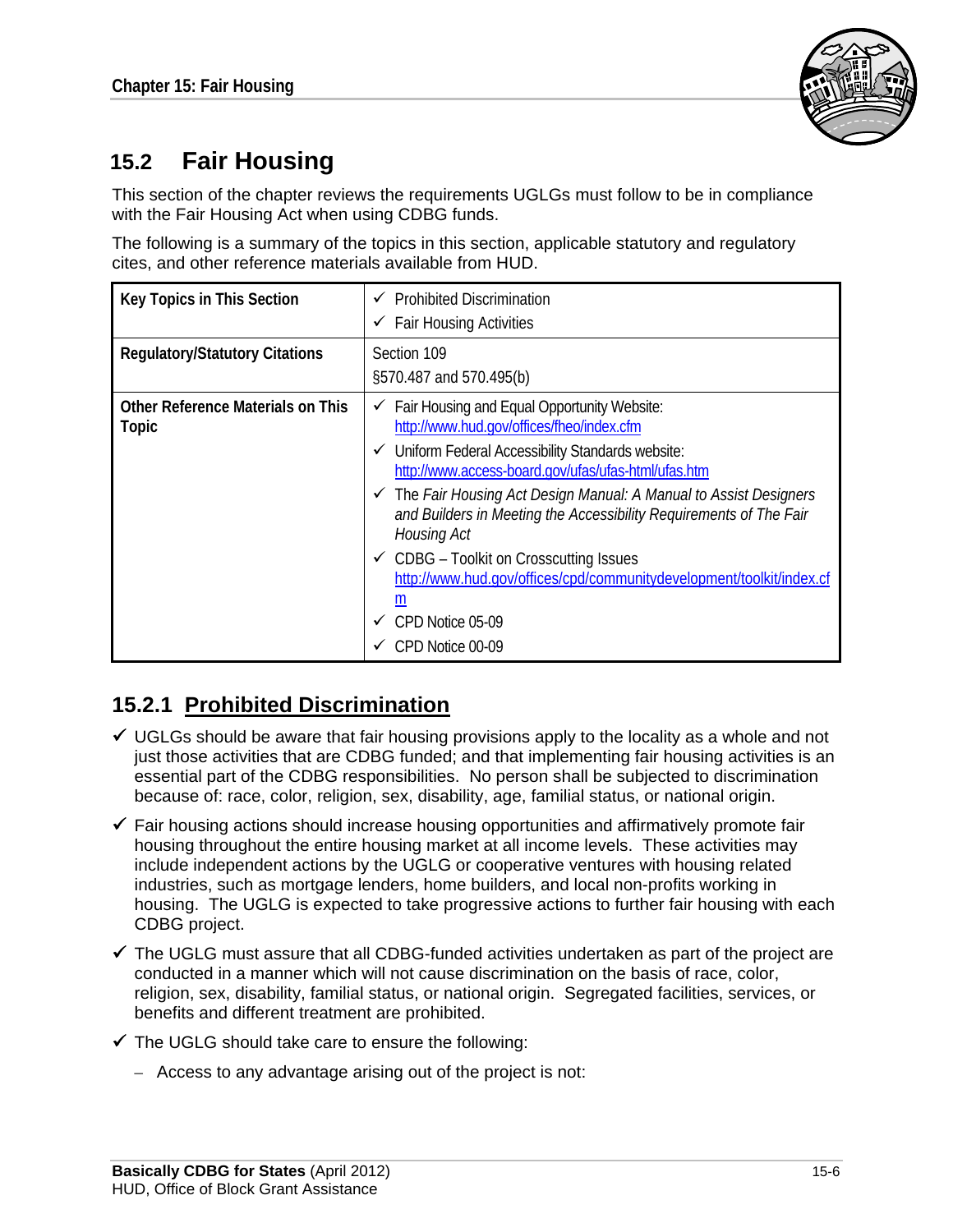## 15.2 Fair Housing

This section of the chapter reviews the requirements UGLGs must follow to be in compliance with the Fair Housing Act when using CDBG funds.

The following is a summary of the topics in this section, applicable statutory and regulatory cites, and other reference materials available from HUD.

| **Key Topics in This Section** | ✓ Prohibited Discrimination<br>✓ Fair Housing Activities |
|---|---|
| **Regulatory/Statutory Citations** | Section 109<br>§570.487 and 570.495(b) |
| **Other Reference Materials on This Topic** | ✓ Fair Housing and Equal Opportunity Website: http://www.hud.gov/offices/fheo/index.cfm<br>✓ Uniform Federal Accessibility Standards website: http://www.access-board.gov/ufas/ufas-html/ufas.htm<br>✓ The *Fair Housing Act Design Manual: A Manual to Assist Designers and Builders in Meeting the Accessibility Requirements of The Fair Housing Act*<br>✓ CDBG – Toolkit on Crosscutting Issues http://www.hud.gov/offices/cpd/communitydevelopment/toolkit/index.cfm<br>✓ CPD Notice 05-09<br>✓ CPD Notice 00-09 |

### 15.2.1 Prohibited Discrimination

- ✓ UGLGs should be aware that fair housing provisions apply to the locality as a whole and not just those activities that are CDBG funded; and that implementing fair housing activities is an essential part of the CDBG responsibilities. No person shall be subjected to discrimination because of: race, color, religion, sex, disability, age, familial status, or national origin.
- ✓ Fair housing actions should increase housing opportunities and affirmatively promote fair housing throughout the entire housing market at all income levels. These activities may include independent actions by the UGLG or cooperative ventures with housing related industries, such as mortgage lenders, home builders, and local non-profits working in housing. The UGLG is expected to take progressive actions to further fair housing with each CDBG project.
- ✓ The UGLG must assure that all CDBG-funded activities undertaken as part of the project are conducted in a manner which will not cause discrimination on the basis of race, color, religion, sex, disability, familial status, or national origin. Segregated facilities, services, or benefits and different treatment are prohibited.
- ✓ The UGLG should take care to ensure the following:
  - Access to any advantage arising out of the project is not: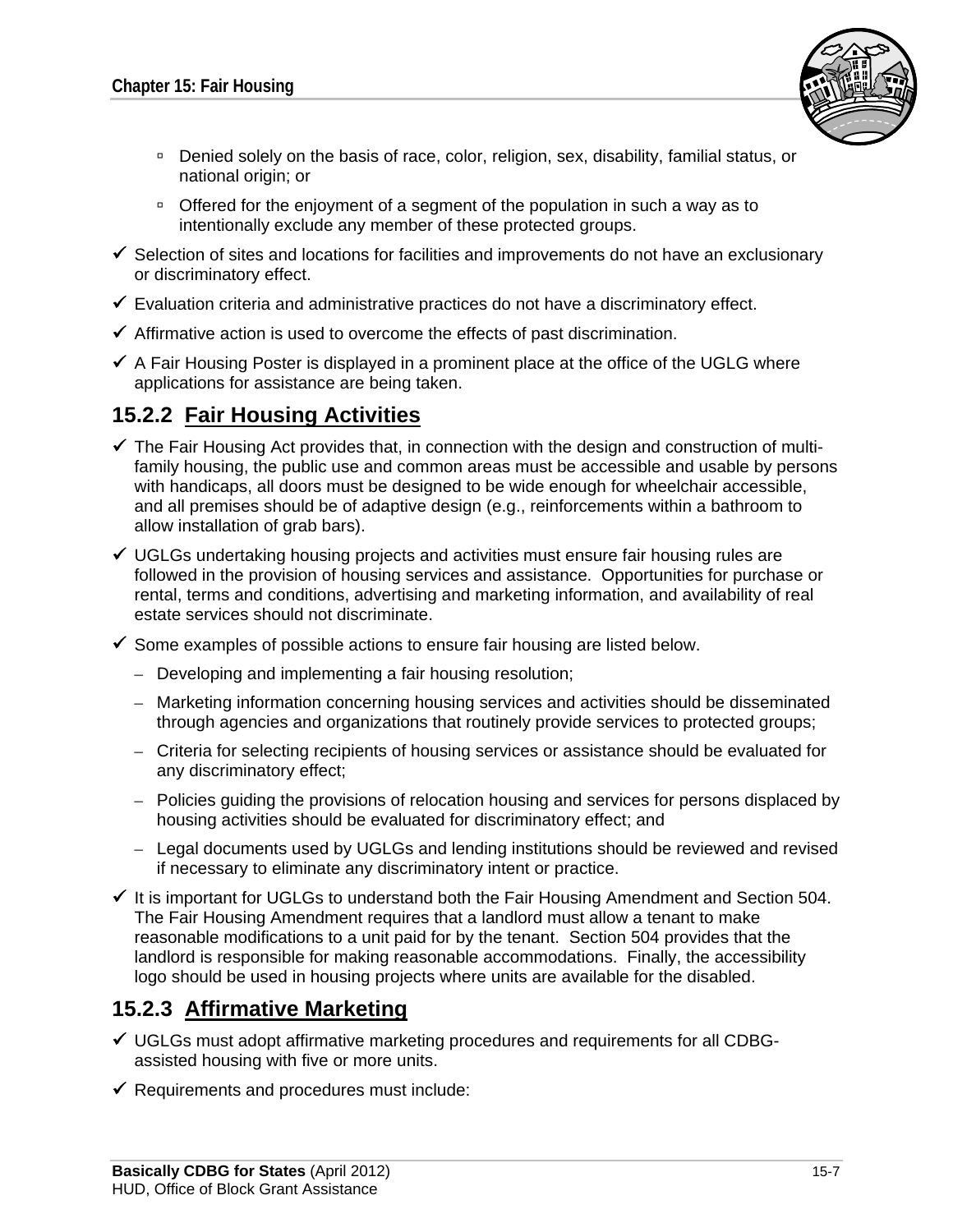- Denied solely on the basis of race, color, religion, sex, disability, familial status, or national origin; or
   - Offered for the enjoyment of a segment of the population in such a way as to intentionally exclude any member of these protected groups.

- ✓ Selection of sites and locations for facilities and improvements do not have an exclusionary or discriminatory effect.
- ✓ Evaluation criteria and administrative practices do not have a discriminatory effect.
- ✓ Affirmative action is used to overcome the effects of past discrimination.
- ✓ A Fair Housing Poster is displayed in a prominent place at the office of the UGLG where applications for assistance are being taken.

## 15.2.2 Fair Housing Activities

- ✓ The Fair Housing Act provides that, in connection with the design and construction of multi-family housing, the public use and common areas must be accessible and usable by persons with handicaps, all doors must be designed to be wide enough for wheelchair accessible, and all premises should be of adaptive design (e.g., reinforcements within a bathroom to allow installation of grab bars).
- ✓ UGLGs undertaking housing projects and activities must ensure fair housing rules are followed in the provision of housing services and assistance. Opportunities for purchase or rental, terms and conditions, advertising and marketing information, and availability of real estate services should not discriminate.
- ✓ Some examples of possible actions to ensure fair housing are listed below.
  - Developing and implementing a fair housing resolution;
  - Marketing information concerning housing services and activities should be disseminated through agencies and organizations that routinely provide services to protected groups;
  - Criteria for selecting recipients of housing services or assistance should be evaluated for any discriminatory effect;
  - Policies guiding the provisions of relocation housing and services for persons displaced by housing activities should be evaluated for discriminatory effect; and
  - Legal documents used by UGLGs and lending institutions should be reviewed and revised if necessary to eliminate any discriminatory intent or practice.
- ✓ It is important for UGLGs to understand both the Fair Housing Amendment and Section 504. The Fair Housing Amendment requires that a landlord must allow a tenant to make reasonable modifications to a unit paid for by the tenant. Section 504 provides that the landlord is responsible for making reasonable accommodations. Finally, the accessibility logo should be used in housing projects where units are available for the disabled.

## 15.2.3 Affirmative Marketing

- ✓ UGLGs must adopt affirmative marketing procedures and requirements for all CDBG-assisted housing with five or more units.
- ✓ Requirements and procedures must include: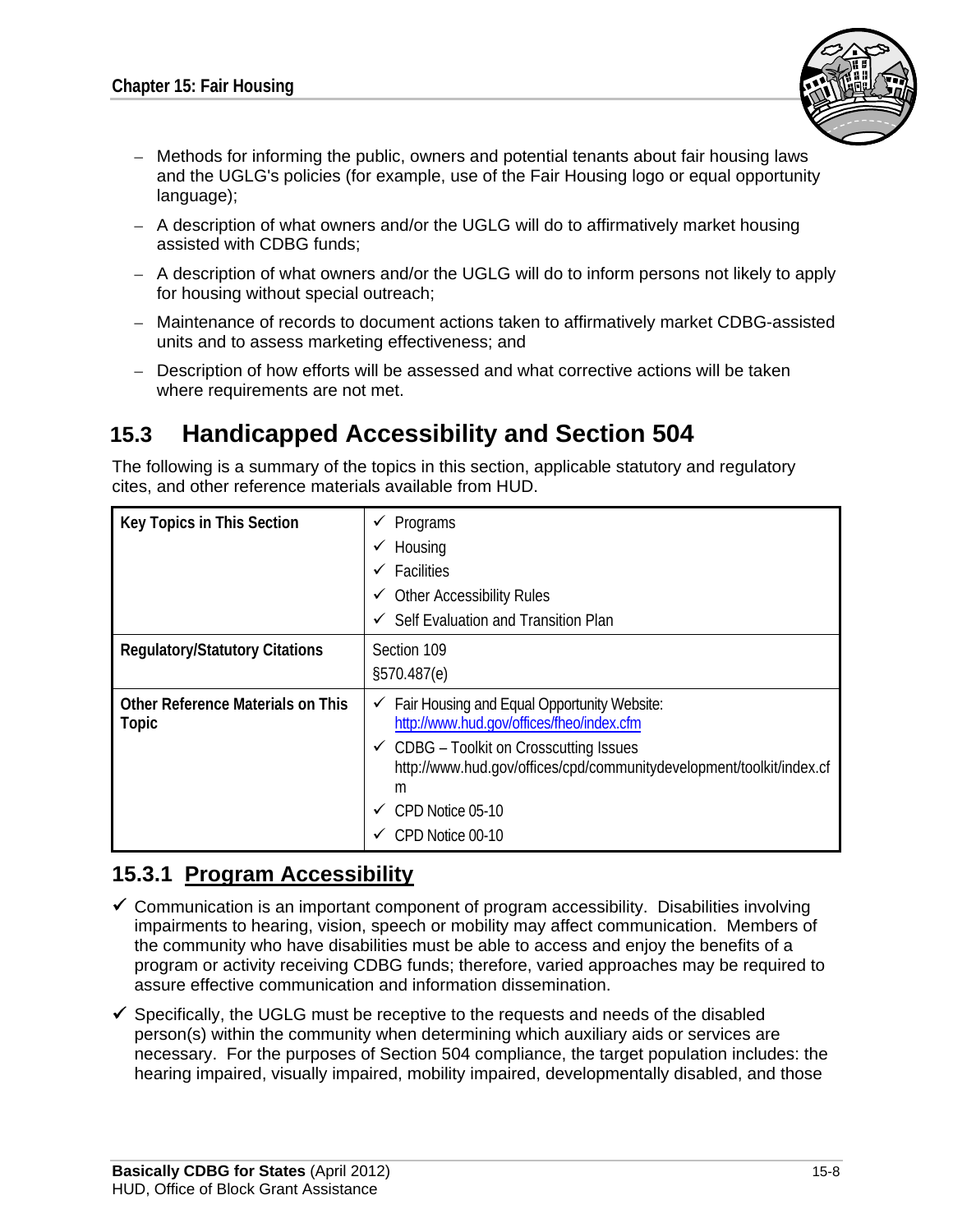- Methods for informing the public, owners and potential tenants about fair housing laws and the UGLG's policies (for example, use of the Fair Housing logo or equal opportunity language);
- A description of what owners and/or the UGLG will do to affirmatively market housing assisted with CDBG funds;
- A description of what owners and/or the UGLG will do to inform persons not likely to apply for housing without special outreach;
- Maintenance of records to document actions taken to affirmatively market CDBG-assisted units and to assess marketing effectiveness; and
- Description of how efforts will be assessed and what corrective actions will be taken where requirements are not met.

## 15.3 Handicapped Accessibility and Section 504

The following is a summary of the topics in this section, applicable statutory and regulatory cites, and other reference materials available from HUD.

| | |
|---|---|
| **Key Topics in This Section** | ✓ Programs<br>✓ Housing<br>✓ Facilities<br>✓ Other Accessibility Rules<br>✓ Self Evaluation and Transition Plan |
| **Regulatory/Statutory Citations** | Section 109<br>§570.487(e) |
| **Other Reference Materials on This Topic** | ✓ Fair Housing and Equal Opportunity Website: http://www.hud.gov/offices/fheo/index.cfm<br>✓ CDBG – Toolkit on Crosscutting Issues http://www.hud.gov/offices/cpd/communitydevelopment/toolkit/index.cfm<br>✓ CPD Notice 05-10<br>✓ CPD Notice 00-10 |

### 15.3.1 Program Accessibility

- ✓ Communication is an important component of program accessibility. Disabilities involving impairments to hearing, vision, speech or mobility may affect communication. Members of the community who have disabilities must be able to access and enjoy the benefits of a program or activity receiving CDBG funds; therefore, varied approaches may be required to assure effective communication and information dissemination.
- ✓ Specifically, the UGLG must be receptive to the requests and needs of the disabled person(s) within the community when determining which auxiliary aids or services are necessary. For the purposes of Section 504 compliance, the target population includes: the hearing impaired, visually impaired, mobility impaired, developmentally disabled, and those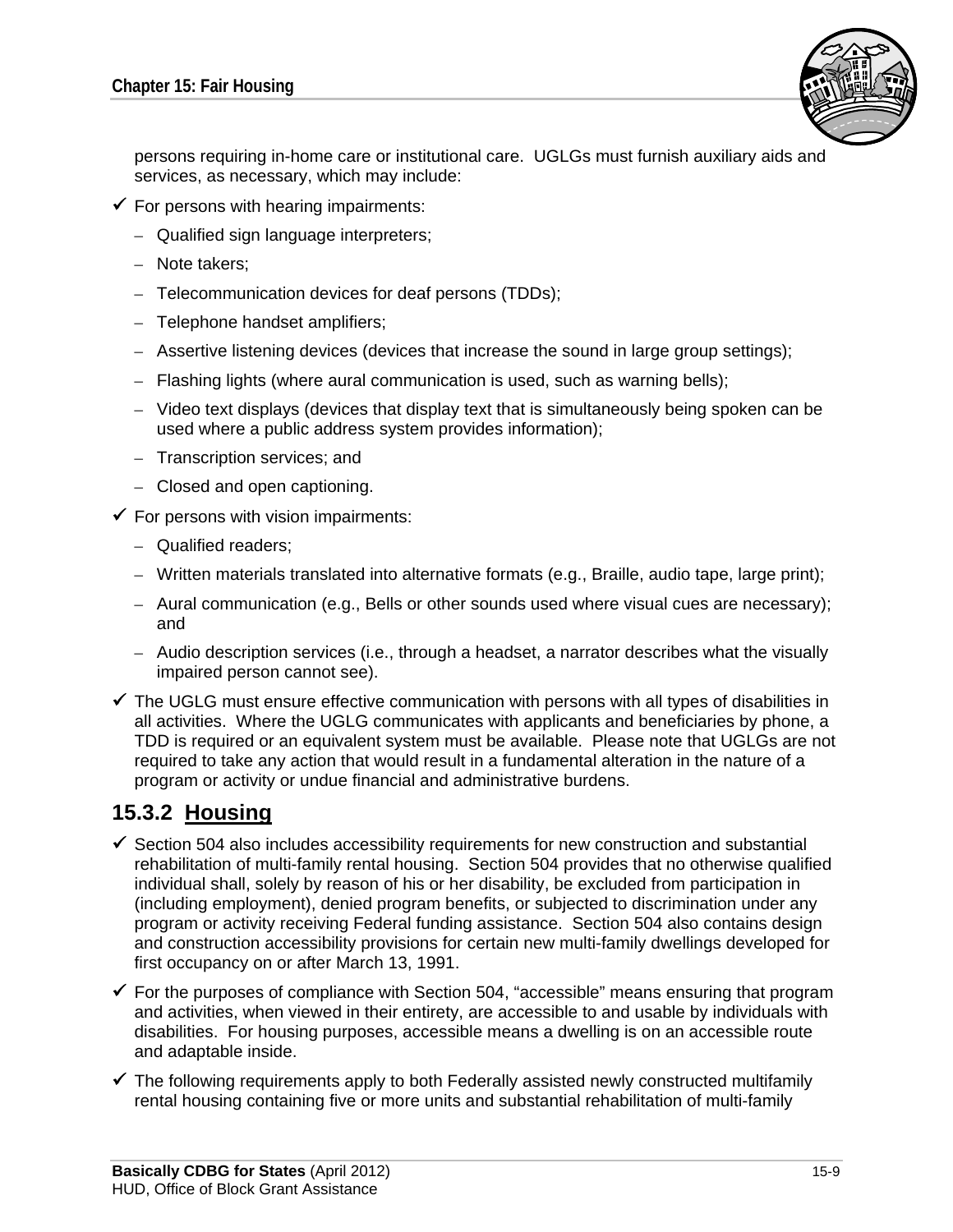persons requiring in-home care or institutional care. UGLGs must furnish auxiliary aids and services, as necessary, which may include:

- ✓ For persons with hearing impairments:
  - Qualified sign language interpreters;
  - Note takers;
  - Telecommunication devices for deaf persons (TDDs);
  - Telephone handset amplifiers;
  - Assertive listening devices (devices that increase the sound in large group settings);
  - Flashing lights (where aural communication is used, such as warning bells);
  - Video text displays (devices that display text that is simultaneously being spoken can be used where a public address system provides information);
  - Transcription services; and
  - Closed and open captioning.
- ✓ For persons with vision impairments:
  - Qualified readers;
  - Written materials translated into alternative formats (e.g., Braille, audio tape, large print);
  - Aural communication (e.g., Bells or other sounds used where visual cues are necessary); and
  - Audio description services (i.e., through a headset, a narrator describes what the visually impaired person cannot see).
- ✓ The UGLG must ensure effective communication with persons with all types of disabilities in all activities. Where the UGLG communicates with applicants and beneficiaries by phone, a TDD is required or an equivalent system must be available. Please note that UGLGs are not required to take any action that would result in a fundamental alteration in the nature of a program or activity or undue financial and administrative burdens.

## 15.3.2 Housing

- ✓ Section 504 also includes accessibility requirements for new construction and substantial rehabilitation of multi-family rental housing. Section 504 provides that no otherwise qualified individual shall, solely by reason of his or her disability, be excluded from participation in (including employment), denied program benefits, or subjected to discrimination under any program or activity receiving Federal funding assistance. Section 504 also contains design and construction accessibility provisions for certain new multi-family dwellings developed for first occupancy on or after March 13, 1991.
- ✓ For the purposes of compliance with Section 504, "accessible" means ensuring that program and activities, when viewed in their entirety, are accessible to and usable by individuals with disabilities. For housing purposes, accessible means a dwelling is on an accessible route and adaptable inside.
- ✓ The following requirements apply to both Federally assisted newly constructed multifamily rental housing containing five or more units and substantial rehabilitation of multi-family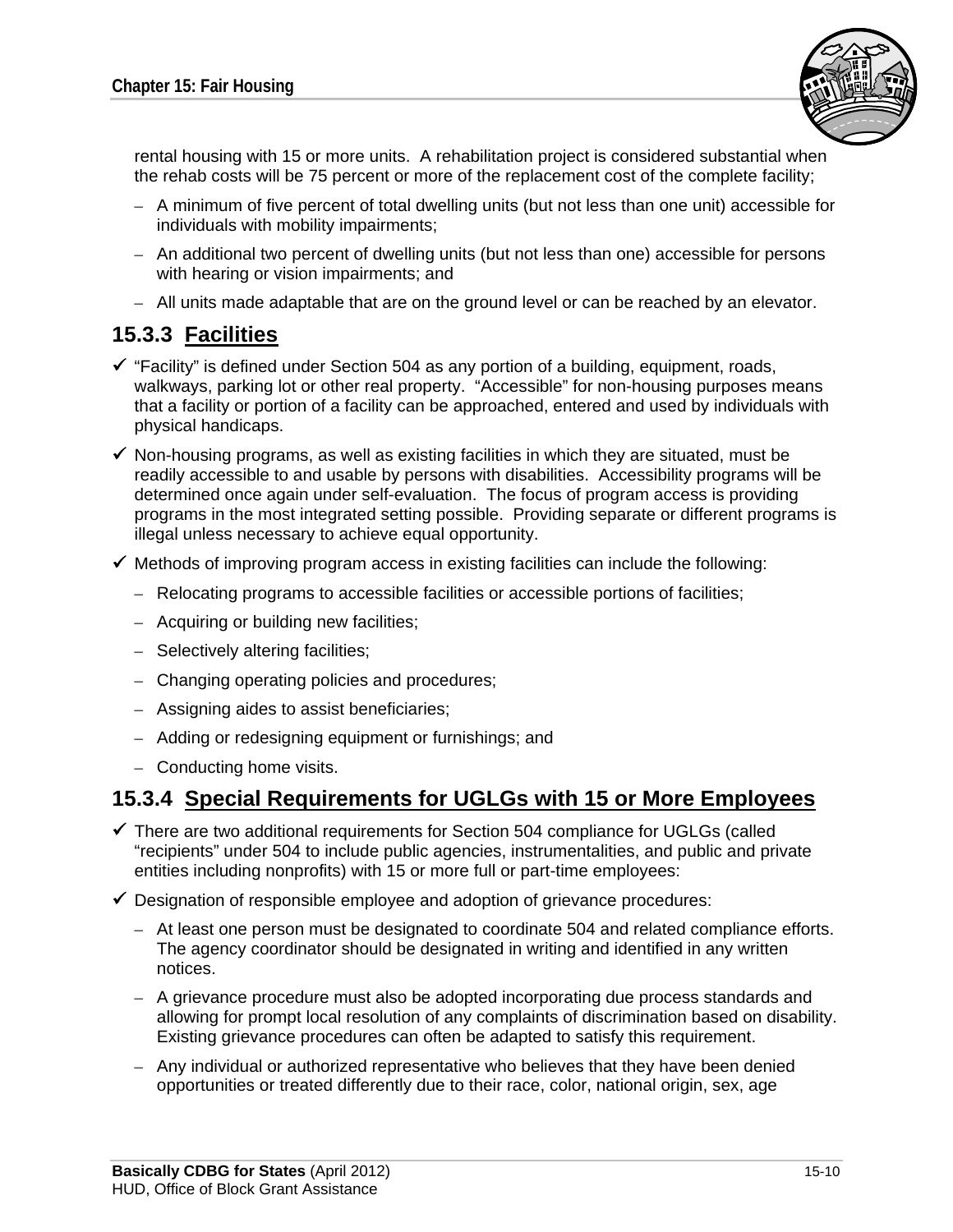rental housing with 15 or more units. A rehabilitation project is considered substantial when the rehab costs will be 75 percent or more of the replacement cost of the complete facility;

  - A minimum of five percent of total dwelling units (but not less than one unit) accessible for individuals with mobility impairments;
  - An additional two percent of dwelling units (but not less than one) accessible for persons with hearing or vision impairments; and
  - All units made adaptable that are on the ground level or can be reached by an elevator.

### 15.3.3 Facilities

- ✓ "Facility" is defined under Section 504 as any portion of a building, equipment, roads, walkways, parking lot or other real property. "Accessible" for non-housing purposes means that a facility or portion of a facility can be approached, entered and used by individuals with physical handicaps.
- ✓ Non-housing programs, as well as existing facilities in which they are situated, must be readily accessible to and usable by persons with disabilities. Accessibility programs will be determined once again under self-evaluation. The focus of program access is providing programs in the most integrated setting possible. Providing separate or different programs is illegal unless necessary to achieve equal opportunity.
- ✓ Methods of improving program access in existing facilities can include the following:
  - Relocating programs to accessible facilities or accessible portions of facilities;
  - Acquiring or building new facilities;
  - Selectively altering facilities;
  - Changing operating policies and procedures;
  - Assigning aides to assist beneficiaries;
  - Adding or redesigning equipment or furnishings; and
  - Conducting home visits.

### 15.3.4 Special Requirements for UGLGs with 15 or More Employees

- ✓ There are two additional requirements for Section 504 compliance for UGLGs (called "recipients" under 504 to include public agencies, instrumentalities, and public and private entities including nonprofits) with 15 or more full or part-time employees:
- ✓ Designation of responsible employee and adoption of grievance procedures:
  - At least one person must be designated to coordinate 504 and related compliance efforts. The agency coordinator should be designated in writing and identified in any written notices.
  - A grievance procedure must also be adopted incorporating due process standards and allowing for prompt local resolution of any complaints of discrimination based on disability. Existing grievance procedures can often be adapted to satisfy this requirement.
  - Any individual or authorized representative who believes that they have been denied opportunities or treated differently due to their race, color, national origin, sex, age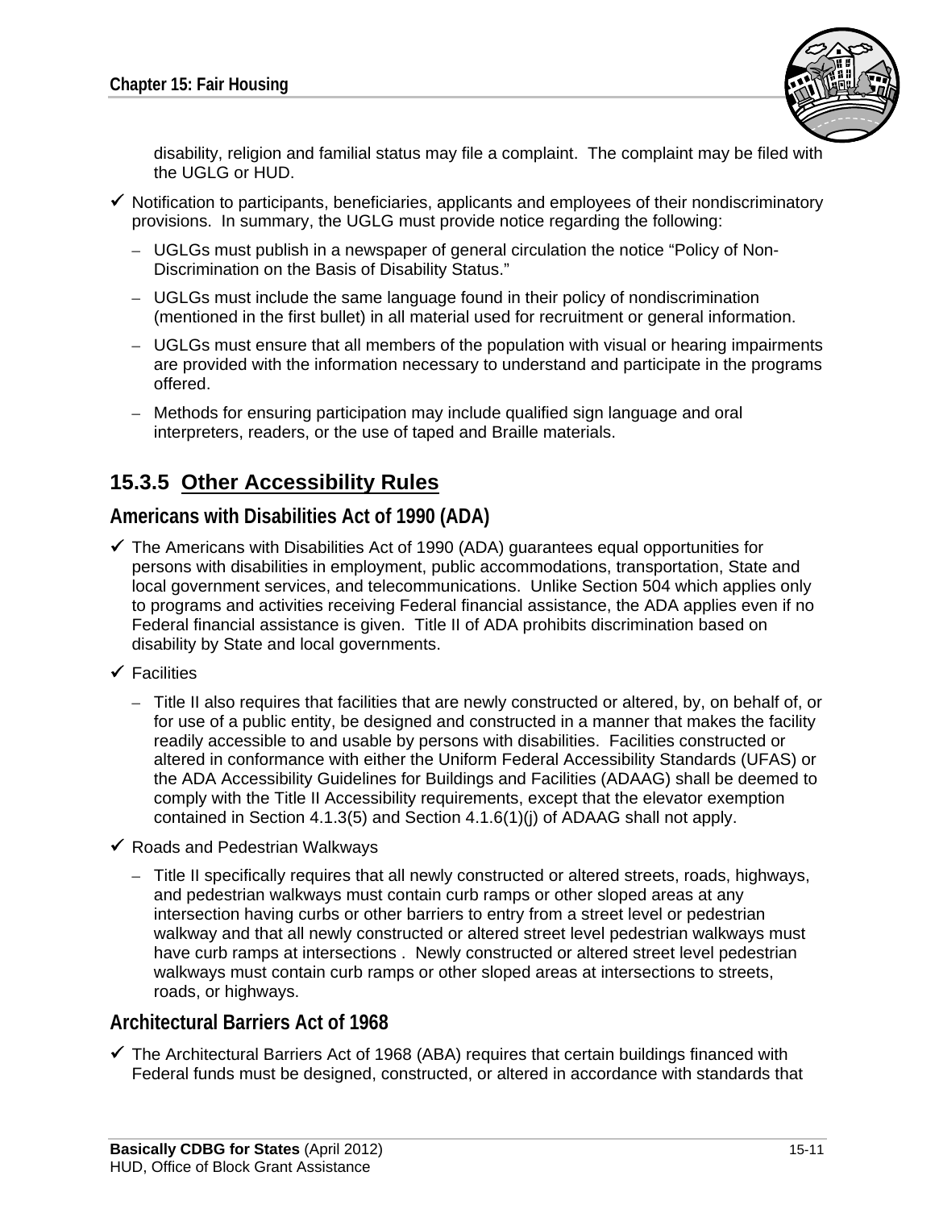disability, religion and familial status may file a complaint. The complaint may be filed with the UGLG or HUD.

- ✓ Notification to participants, beneficiaries, applicants and employees of their nondiscriminatory provisions. In summary, the UGLG must provide notice regarding the following:
  - UGLGs must publish in a newspaper of general circulation the notice "Policy of Non-Discrimination on the Basis of Disability Status."
  - UGLGs must include the same language found in their policy of nondiscrimination (mentioned in the first bullet) in all material used for recruitment or general information.
  - UGLGs must ensure that all members of the population with visual or hearing impairments are provided with the information necessary to understand and participate in the programs offered.
  - Methods for ensuring participation may include qualified sign language and oral interpreters, readers, or the use of taped and Braille materials.

## 15.3.5 Other Accessibility Rules

### Americans with Disabilities Act of 1990 (ADA)

- ✓ The Americans with Disabilities Act of 1990 (ADA) guarantees equal opportunities for persons with disabilities in employment, public accommodations, transportation, State and local government services, and telecommunications. Unlike Section 504 which applies only to programs and activities receiving Federal financial assistance, the ADA applies even if no Federal financial assistance is given. Title II of ADA prohibits discrimination based on disability by State and local governments.
- ✓ Facilities
  - Title II also requires that facilities that are newly constructed or altered, by, on behalf of, or for use of a public entity, be designed and constructed in a manner that makes the facility readily accessible to and usable by persons with disabilities. Facilities constructed or altered in conformance with either the Uniform Federal Accessibility Standards (UFAS) or the ADA Accessibility Guidelines for Buildings and Facilities (ADAAG) shall be deemed to comply with the Title II Accessibility requirements, except that the elevator exemption contained in Section 4.1.3(5) and Section 4.1.6(1)(j) of ADAAG shall not apply.
- ✓ Roads and Pedestrian Walkways
  - Title II specifically requires that all newly constructed or altered streets, roads, highways, and pedestrian walkways must contain curb ramps or other sloped areas at any intersection having curbs or other barriers to entry from a street level or pedestrian walkway and that all newly constructed or altered street level pedestrian walkways must have curb ramps at intersections . Newly constructed or altered street level pedestrian walkways must contain curb ramps or other sloped areas at intersections to streets, roads, or highways.

### Architectural Barriers Act of 1968

- ✓ The Architectural Barriers Act of 1968 (ABA) requires that certain buildings financed with Federal funds must be designed, constructed, or altered in accordance with standards that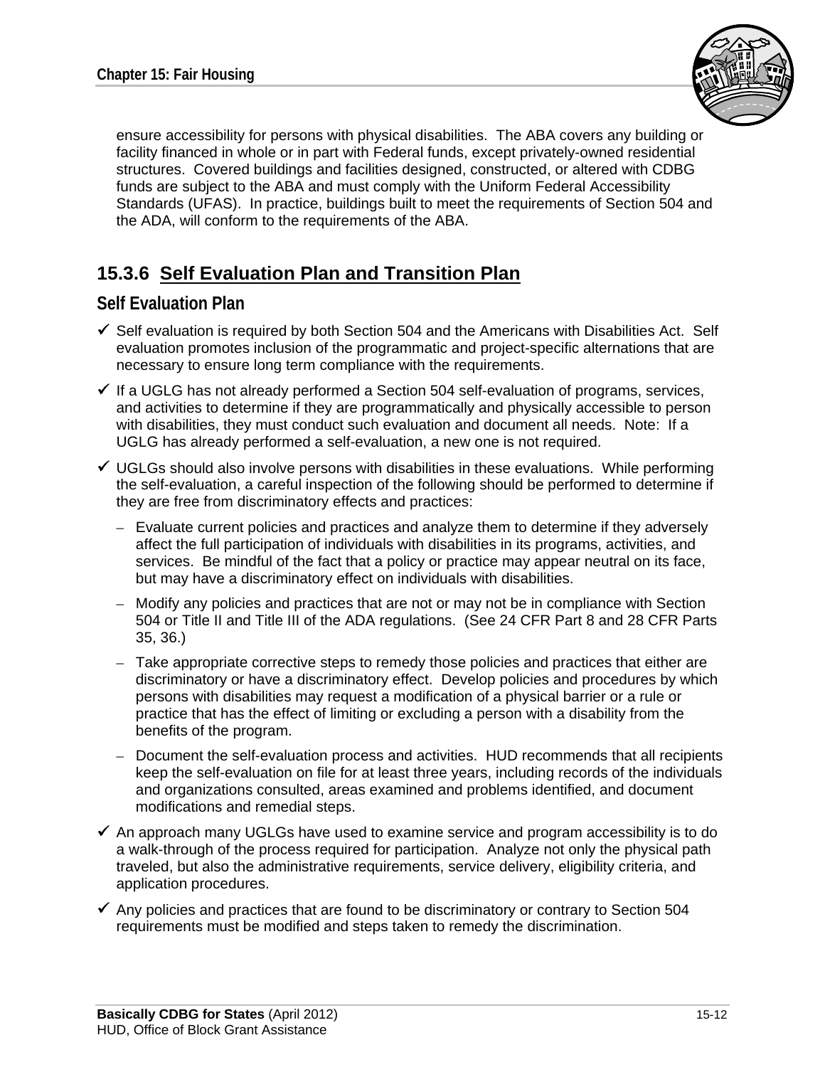ensure accessibility for persons with physical disabilities. The ABA covers any building or facility financed in whole or in part with Federal funds, except privately-owned residential structures. Covered buildings and facilities designed, constructed, or altered with CDBG funds are subject to the ABA and must comply with the Uniform Federal Accessibility Standards (UFAS). In practice, buildings built to meet the requirements of Section 504 and the ADA, will conform to the requirements of the ABA.

## 15.3.6 Self Evaluation Plan and Transition Plan

### Self Evaluation Plan

- ✓ Self evaluation is required by both Section 504 and the Americans with Disabilities Act. Self evaluation promotes inclusion of the programmatic and project-specific alternations that are necessary to ensure long term compliance with the requirements.
- ✓ If a UGLG has not already performed a Section 504 self-evaluation of programs, services, and activities to determine if they are programmatically and physically accessible to person with disabilities, they must conduct such evaluation and document all needs. Note: If a UGLG has already performed a self-evaluation, a new one is not required.
- ✓ UGLGs should also involve persons with disabilities in these evaluations. While performing the self-evaluation, a careful inspection of the following should be performed to determine if they are free from discriminatory effects and practices:
  - Evaluate current policies and practices and analyze them to determine if they adversely affect the full participation of individuals with disabilities in its programs, activities, and services. Be mindful of the fact that a policy or practice may appear neutral on its face, but may have a discriminatory effect on individuals with disabilities.
  - Modify any policies and practices that are not or may not be in compliance with Section 504 or Title II and Title III of the ADA regulations. (See 24 CFR Part 8 and 28 CFR Parts 35, 36.)
  - Take appropriate corrective steps to remedy those policies and practices that either are discriminatory or have a discriminatory effect. Develop policies and procedures by which persons with disabilities may request a modification of a physical barrier or a rule or practice that has the effect of limiting or excluding a person with a disability from the benefits of the program.
  - Document the self-evaluation process and activities. HUD recommends that all recipients keep the self-evaluation on file for at least three years, including records of the individuals and organizations consulted, areas examined and problems identified, and document modifications and remedial steps.
- ✓ An approach many UGLGs have used to examine service and program accessibility is to do a walk-through of the process required for participation. Analyze not only the physical path traveled, but also the administrative requirements, service delivery, eligibility criteria, and application procedures.
- ✓ Any policies and practices that are found to be discriminatory or contrary to Section 504 requirements must be modified and steps taken to remedy the discrimination.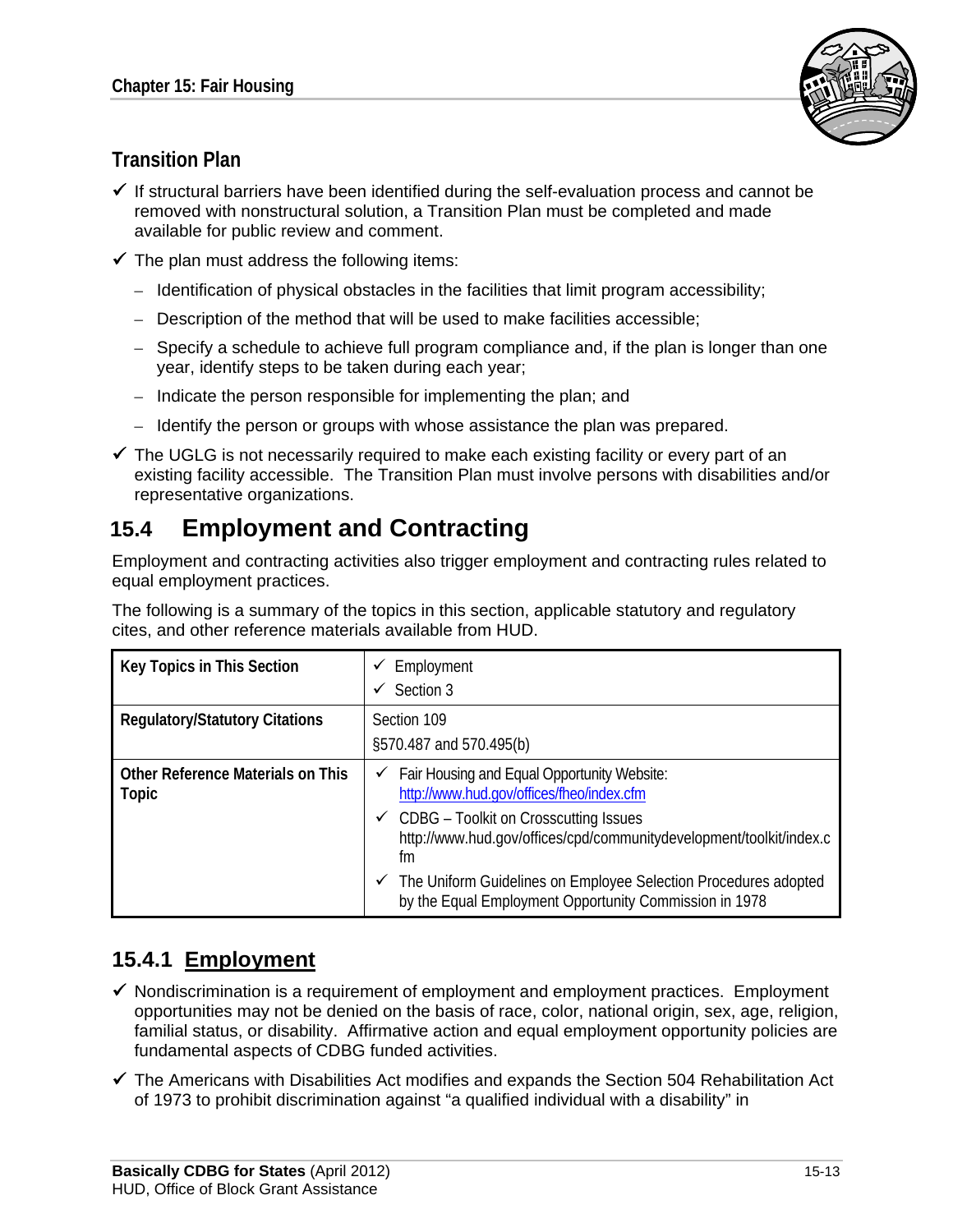### Transition Plan

- ✓ If structural barriers have been identified during the self-evaluation process and cannot be removed with nonstructural solution, a Transition Plan must be completed and made available for public review and comment.
- ✓ The plan must address the following items:
  - – Identification of physical obstacles in the facilities that limit program accessibility;
  - – Description of the method that will be used to make facilities accessible;
  - – Specify a schedule to achieve full program compliance and, if the plan is longer than one year, identify steps to be taken during each year;
  - – Indicate the person responsible for implementing the plan; and
  - – Identify the person or groups with whose assistance the plan was prepared.
- ✓ The UGLG is not necessarily required to make each existing facility or every part of an existing facility accessible. The Transition Plan must involve persons with disabilities and/or representative organizations.

## 15.4 Employment and Contracting

Employment and contracting activities also trigger employment and contracting rules related to equal employment practices.

The following is a summary of the topics in this section, applicable statutory and regulatory cites, and other reference materials available from HUD.

| **Key Topics in This Section** | ✓ Employment<br>✓ Section 3 |
|---|---|
| **Regulatory/Statutory Citations** | Section 109<br>§570.487 and 570.495(b) |
| **Other Reference Materials on This Topic** | ✓ Fair Housing and Equal Opportunity Website: http://www.hud.gov/offices/fheo/index.cfm<br>✓ CDBG – Toolkit on Crosscutting Issues http://www.hud.gov/offices/cpd/communitydevelopment/toolkit/index.cfm<br>✓ The Uniform Guidelines on Employee Selection Procedures adopted by the Equal Employment Opportunity Commission in 1978 |

### 15.4.1 Employment

- ✓ Nondiscrimination is a requirement of employment and employment practices. Employment opportunities may not be denied on the basis of race, color, national origin, sex, age, religion, familial status, or disability. Affirmative action and equal employment opportunity policies are fundamental aspects of CDBG funded activities.
- ✓ The Americans with Disabilities Act modifies and expands the Section 504 Rehabilitation Act of 1973 to prohibit discrimination against "a qualified individual with a disability" in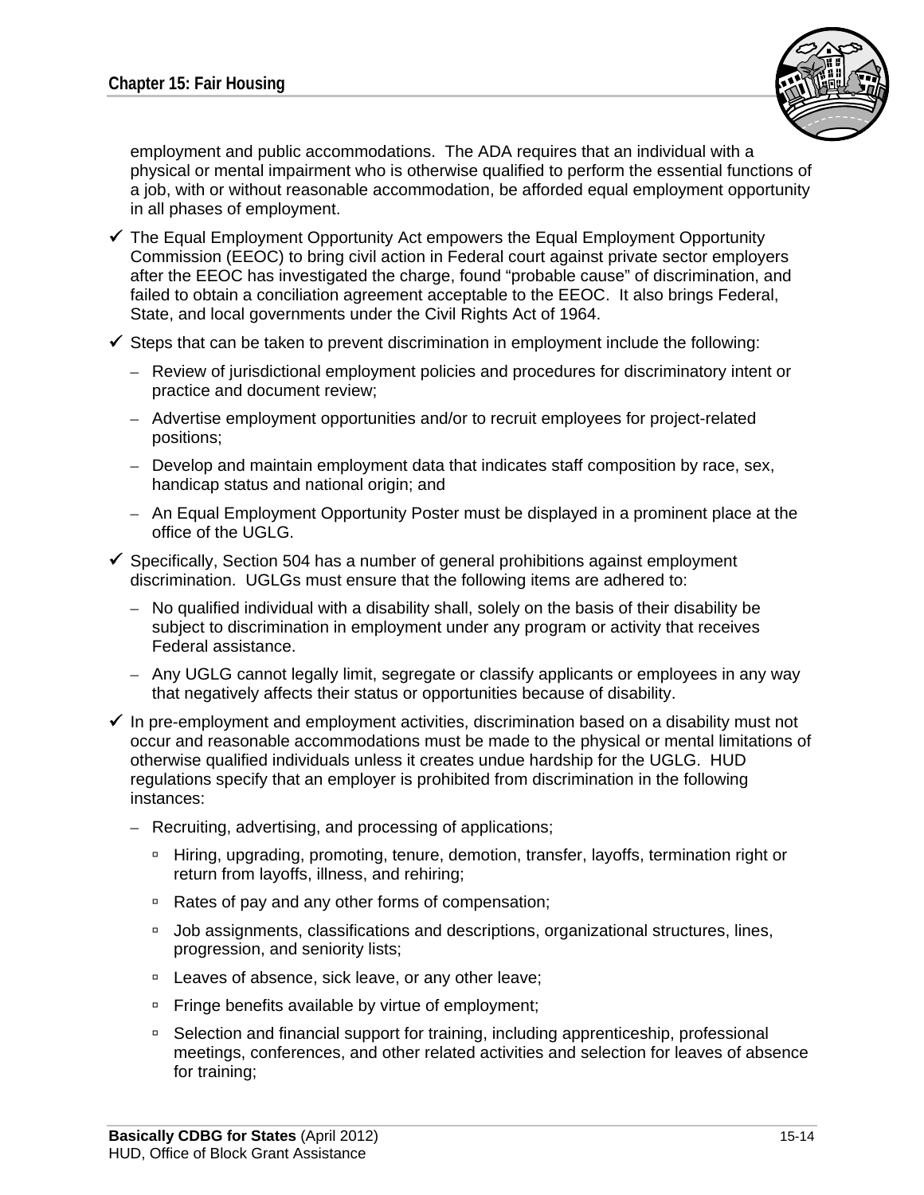employment and public accommodations. The ADA requires that an individual with a physical or mental impairment who is otherwise qualified to perform the essential functions of a job, with or without reasonable accommodation, be afforded equal employment opportunity in all phases of employment.

- ✓ The Equal Employment Opportunity Act empowers the Equal Employment Opportunity Commission (EEOC) to bring civil action in Federal court against private sector employers after the EEOC has investigated the charge, found "probable cause" of discrimination, and failed to obtain a conciliation agreement acceptable to the EEOC. It also brings Federal, State, and local governments under the Civil Rights Act of 1964.

- ✓ Steps that can be taken to prevent discrimination in employment include the following:
  - Review of jurisdictional employment policies and procedures for discriminatory intent or practice and document review;
  - Advertise employment opportunities and/or to recruit employees for project-related positions;
  - Develop and maintain employment data that indicates staff composition by race, sex, handicap status and national origin; and
  - An Equal Employment Opportunity Poster must be displayed in a prominent place at the office of the UGLG.

- ✓ Specifically, Section 504 has a number of general prohibitions against employment discrimination. UGLGs must ensure that the following items are adhered to:
  - No qualified individual with a disability shall, solely on the basis of their disability be subject to discrimination in employment under any program or activity that receives Federal assistance.
  - Any UGLG cannot legally limit, segregate or classify applicants or employees in any way that negatively affects their status or opportunities because of disability.

- ✓ In pre-employment and employment activities, discrimination based on a disability must not occur and reasonable accommodations must be made to the physical or mental limitations of otherwise qualified individuals unless it creates undue hardship for the UGLG. HUD regulations specify that an employer is prohibited from discrimination in the following instances:
  - Recruiting, advertising, and processing of applications;
    - Hiring, upgrading, promoting, tenure, demotion, transfer, layoffs, termination right or return from layoffs, illness, and rehiring;
    - Rates of pay and any other forms of compensation;
    - Job assignments, classifications and descriptions, organizational structures, lines, progression, and seniority lists;
    - Leaves of absence, sick leave, or any other leave;
    - Fringe benefits available by virtue of employment;
    - Selection and financial support for training, including apprenticeship, professional meetings, conferences, and other related activities and selection for leaves of absence for training;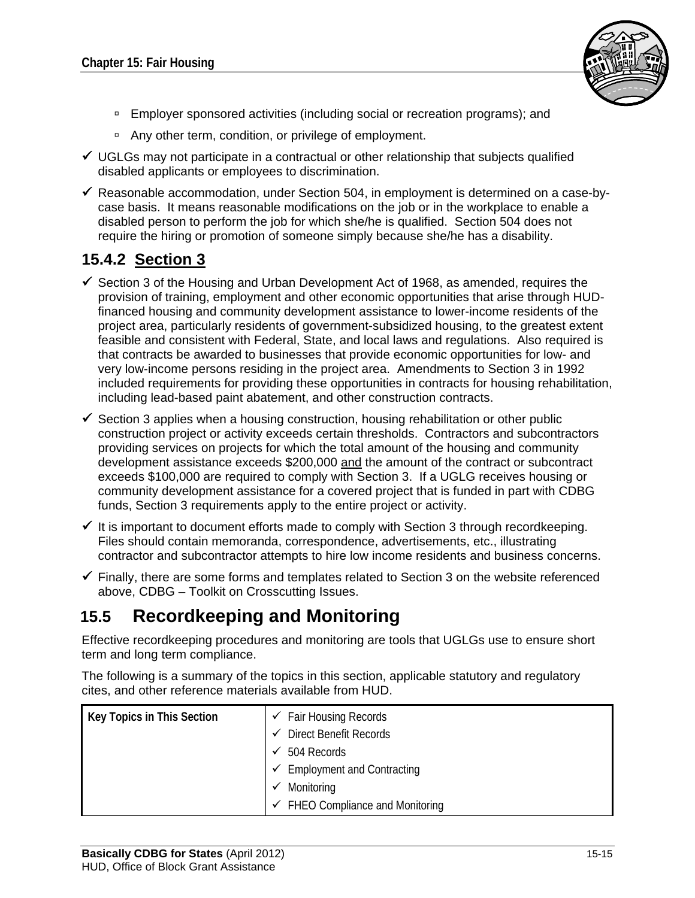- Employer sponsored activities (including social or recreation programs); and
- Any other term, condition, or privilege of employment.

✓ UGLGs may not participate in a contractual or other relationship that subjects qualified disabled applicants or employees to discrimination.

✓ Reasonable accommodation, under Section 504, in employment is determined on a case-by-case basis. It means reasonable modifications on the job or in the workplace to enable a disabled person to perform the job for which she/he is qualified. Section 504 does not require the hiring or promotion of someone simply because she/he has a disability.

### 15.4.2 Section 3

✓ Section 3 of the Housing and Urban Development Act of 1968, as amended, requires the provision of training, employment and other economic opportunities that arise through HUD-financed housing and community development assistance to lower-income residents of the project area, particularly residents of government-subsidized housing, to the greatest extent feasible and consistent with Federal, State, and local laws and regulations. Also required is that contracts be awarded to businesses that provide economic opportunities for low- and very low-income persons residing in the project area. Amendments to Section 3 in 1992 included requirements for providing these opportunities in contracts for housing rehabilitation, including lead-based paint abatement, and other construction contracts.

✓ Section 3 applies when a housing construction, housing rehabilitation or other public construction project or activity exceeds certain thresholds. Contractors and subcontractors providing services on projects for which the total amount of the housing and community development assistance exceeds $200,000 and the amount of the contract or subcontract exceeds $100,000 are required to comply with Section 3. If a UGLG receives housing or community development assistance for a covered project that is funded in part with CDBG funds, Section 3 requirements apply to the entire project or activity.

✓ It is important to document efforts made to comply with Section 3 through recordkeeping. Files should contain memoranda, correspondence, advertisements, etc., illustrating contractor and subcontractor attempts to hire low income residents and business concerns.

✓ Finally, there are some forms and templates related to Section 3 on the website referenced above, CDBG – Toolkit on Crosscutting Issues.

## 15.5 Recordkeeping and Monitoring

Effective recordkeeping procedures and monitoring are tools that UGLGs use to ensure short term and long term compliance.

The following is a summary of the topics in this section, applicable statutory and regulatory cites, and other reference materials available from HUD.

| Key Topics in This Section | ✓ Fair Housing Records<br>✓ Direct Benefit Records<br>✓ 504 Records<br>✓ Employment and Contracting<br>✓ Monitoring<br>✓ FHEO Compliance and Monitoring |
|---|---|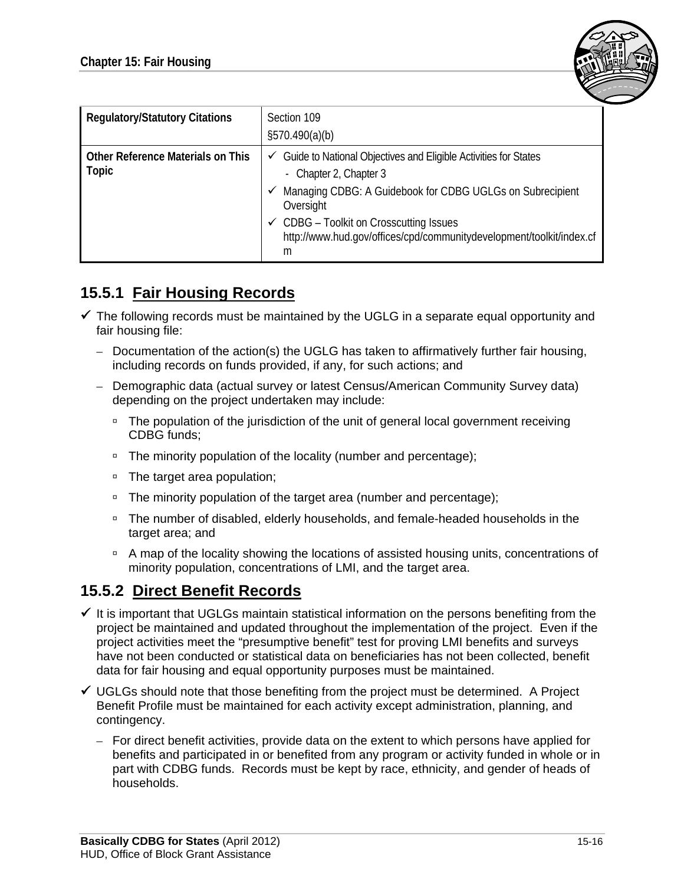| Regulatory/Statutory Citations | Section 109<br>§570.490(a)(b) |
|---|---|
| Other Reference Materials on This Topic | ✓ Guide to National Objectives and Eligible Activities for States<br>- Chapter 2, Chapter 3<br>✓ Managing CDBG: A Guidebook for CDBG UGLGs on Subrecipient Oversight<br>✓ CDBG – Toolkit on Crosscutting Issues http://www.hud.gov/offices/cpd/communitydevelopment/toolkit/index.cfm |

## 15.5.1 Fair Housing Records

- ✓ The following records must be maintained by the UGLG in a separate equal opportunity and fair housing file:
  - Documentation of the action(s) the UGLG has taken to affirmatively further fair housing, including records on funds provided, if any, for such actions; and
  - Demographic data (actual survey or latest Census/American Community Survey data) depending on the project undertaken may include:
    - The population of the jurisdiction of the unit of general local government receiving CDBG funds;
    - The minority population of the locality (number and percentage);
    - The target area population;
    - The minority population of the target area (number and percentage);
    - The number of disabled, elderly households, and female-headed households in the target area; and
    - A map of the locality showing the locations of assisted housing units, concentrations of minority population, concentrations of LMI, and the target area.

## 15.5.2 Direct Benefit Records

- ✓ It is important that UGLGs maintain statistical information on the persons benefiting from the project be maintained and updated throughout the implementation of the project. Even if the project activities meet the "presumptive benefit" test for proving LMI benefits and surveys have not been conducted or statistical data on beneficiaries has not been collected, benefit data for fair housing and equal opportunity purposes must be maintained.
- ✓ UGLGs should note that those benefiting from the project must be determined. A Project Benefit Profile must be maintained for each activity except administration, planning, and contingency.
  - For direct benefit activities, provide data on the extent to which persons have applied for benefits and participated in or benefited from any program or activity funded in whole or in part with CDBG funds. Records must be kept by race, ethnicity, and gender of heads of households.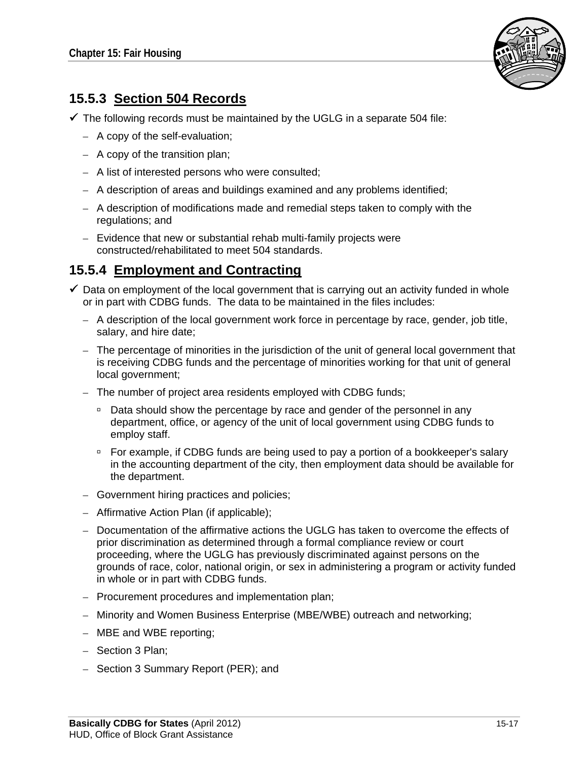### 15.5.3 Section 504 Records

✓ The following records must be maintained by the UGLG in a separate 504 file:

- A copy of the self-evaluation;
- A copy of the transition plan;
- A list of interested persons who were consulted;
- A description of areas and buildings examined and any problems identified;
- A description of modifications made and remedial steps taken to comply with the regulations; and
- Evidence that new or substantial rehab multi-family projects were constructed/rehabilitated to meet 504 standards.

### 15.5.4 Employment and Contracting

✓ Data on employment of the local government that is carrying out an activity funded in whole or in part with CDBG funds. The data to be maintained in the files includes:

- A description of the local government work force in percentage by race, gender, job title, salary, and hire date;
- The percentage of minorities in the jurisdiction of the unit of general local government that is receiving CDBG funds and the percentage of minorities working for that unit of general local government;
- The number of project area residents employed with CDBG funds;
  - Data should show the percentage by race and gender of the personnel in any department, office, or agency of the unit of local government using CDBG funds to employ staff.
  - For example, if CDBG funds are being used to pay a portion of a bookkeeper's salary in the accounting department of the city, then employment data should be available for the department.
- Government hiring practices and policies;
- Affirmative Action Plan (if applicable);
- Documentation of the affirmative actions the UGLG has taken to overcome the effects of prior discrimination as determined through a formal compliance review or court proceeding, where the UGLG has previously discriminated against persons on the grounds of race, color, national origin, or sex in administering a program or activity funded in whole or in part with CDBG funds.
- Procurement procedures and implementation plan;
- Minority and Women Business Enterprise (MBE/WBE) outreach and networking;
- MBE and WBE reporting;
- Section 3 Plan;
- Section 3 Summary Report (PER); and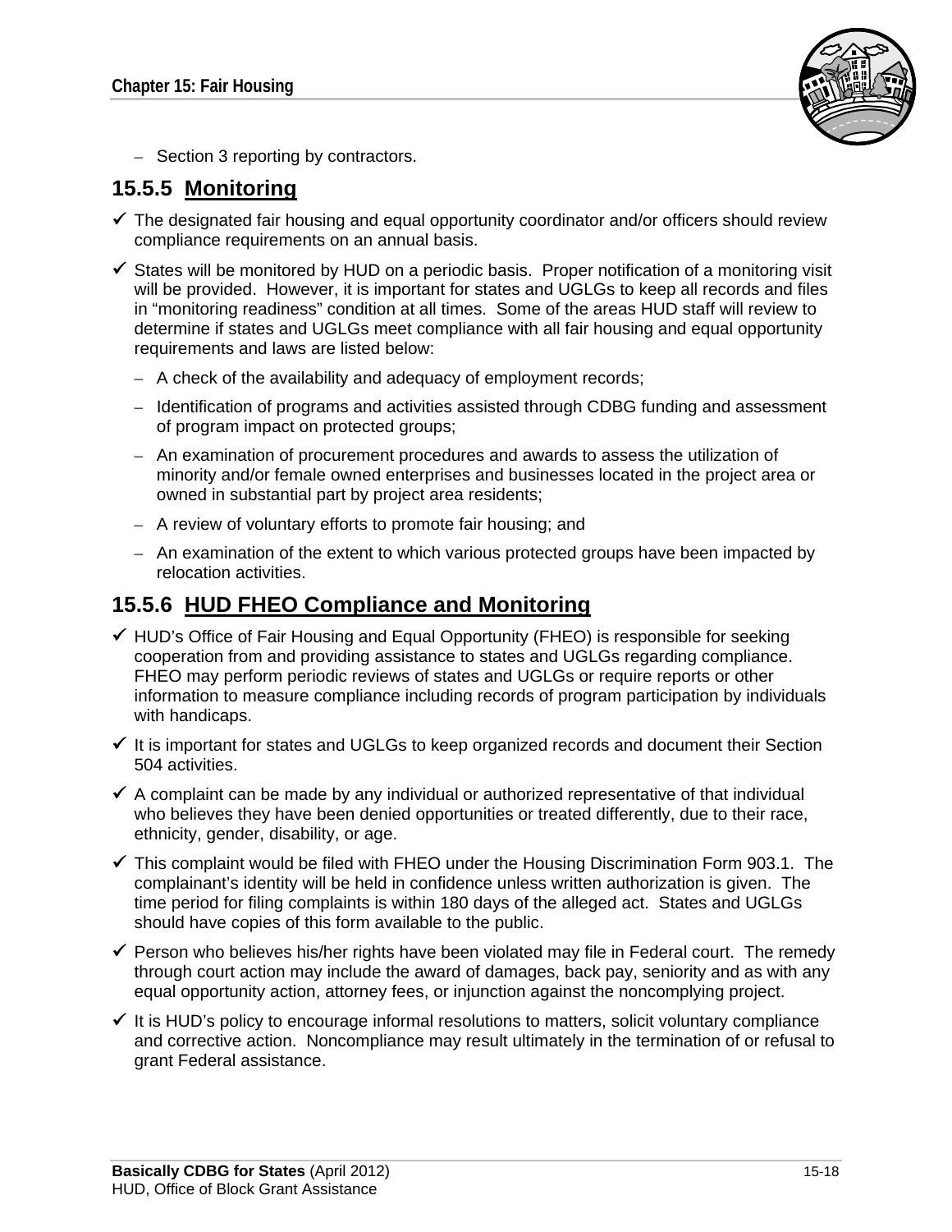– Section 3 reporting by contractors.

## 15.5.5 Monitoring

- ✓ The designated fair housing and equal opportunity coordinator and/or officers should review compliance requirements on an annual basis.
- ✓ States will be monitored by HUD on a periodic basis. Proper notification of a monitoring visit will be provided. However, it is important for states and UGLGs to keep all records and files in "monitoring readiness" condition at all times. Some of the areas HUD staff will review to determine if states and UGLGs meet compliance with all fair housing and equal opportunity requirements and laws are listed below:
  - A check of the availability and adequacy of employment records;
  - Identification of programs and activities assisted through CDBG funding and assessment of program impact on protected groups;
  - An examination of procurement procedures and awards to assess the utilization of minority and/or female owned enterprises and businesses located in the project area or owned in substantial part by project area residents;
  - A review of voluntary efforts to promote fair housing; and
  - An examination of the extent to which various protected groups have been impacted by relocation activities.

## 15.5.6 HUD FHEO Compliance and Monitoring

- ✓ HUD's Office of Fair Housing and Equal Opportunity (FHEO) is responsible for seeking cooperation from and providing assistance to states and UGLGs regarding compliance. FHEO may perform periodic reviews of states and UGLGs or require reports or other information to measure compliance including records of program participation by individuals with handicaps.
- ✓ It is important for states and UGLGs to keep organized records and document their Section 504 activities.
- ✓ A complaint can be made by any individual or authorized representative of that individual who believes they have been denied opportunities or treated differently, due to their race, ethnicity, gender, disability, or age.
- ✓ This complaint would be filed with FHEO under the Housing Discrimination Form 903.1. The complainant's identity will be held in confidence unless written authorization is given. The time period for filing complaints is within 180 days of the alleged act. States and UGLGs should have copies of this form available to the public.
- ✓ Person who believes his/her rights have been violated may file in Federal court. The remedy through court action may include the award of damages, back pay, seniority and as with any equal opportunity action, attorney fees, or injunction against the noncomplying project.
- ✓ It is HUD's policy to encourage informal resolutions to matters, solicit voluntary compliance and corrective action. Noncompliance may result ultimately in the termination of or refusal to grant Federal assistance.